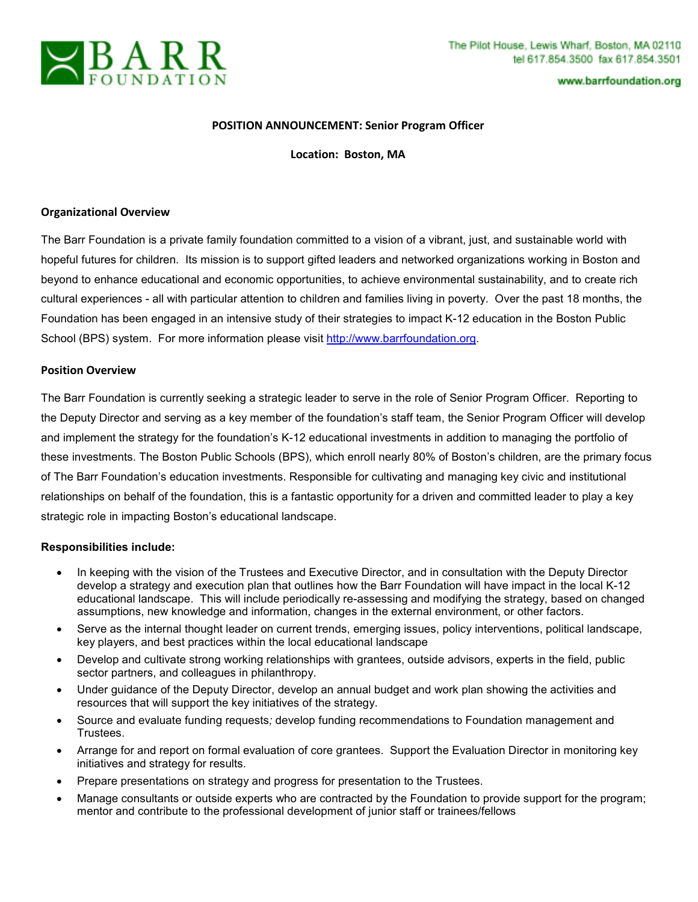BARR FOUNDATION

The Pilot House, Lewis Wharf, Boston, MA 02110
tel 617.854.3500 fax 617.854.3501
www.barrfoundation.org

**POSITION ANNOUNCEMENT: Senior Program Officer**

**Location: Boston, MA**

### Organizational Overview

The Barr Foundation is a private family foundation committed to a vision of a vibrant, just, and sustainable world with hopeful futures for children. Its mission is to support gifted leaders and networked organizations working in Boston and beyond to enhance educational and economic opportunities, to achieve environmental sustainability, and to create rich cultural experiences - all with particular attention to children and families living in poverty. Over the past 18 months, the Foundation has been engaged in an intensive study of their strategies to impact K-12 education in the Boston Public School (BPS) system. For more information please visit http://www.barrfoundation.org.

### Position Overview

The Barr Foundation is currently seeking a strategic leader to serve in the role of Senior Program Officer. Reporting to the Deputy Director and serving as a key member of the foundation's staff team, the Senior Program Officer will develop and implement the strategy for the foundation's K-12 educational investments in addition to managing the portfolio of these investments. The Boston Public Schools (BPS), which enroll nearly 80% of Boston's children, are the primary focus of The Barr Foundation's education investments. Responsible for cultivating and managing key civic and institutional relationships on behalf of the foundation, this is a fantastic opportunity for a driven and committed leader to play a key strategic role in impacting Boston's educational landscape.

**Responsibilities include:**

- In keeping with the vision of the Trustees and Executive Director, and in consultation with the Deputy Director develop a strategy and execution plan that outlines how the Barr Foundation will have impact in the local K-12 educational landscape. This will include periodically re-assessing and modifying the strategy, based on changed assumptions, new knowledge and information, changes in the external environment, or other factors.
- Serve as the internal thought leader on current trends, emerging issues, policy interventions, political landscape, key players, and best practices within the local educational landscape
- Develop and cultivate strong working relationships with grantees, outside advisors, experts in the field, public sector partners, and colleagues in philanthropy.
- Under guidance of the Deputy Director, develop an annual budget and work plan showing the activities and resources that will support the key initiatives of the strategy.
- Source and evaluate funding requests; develop funding recommendations to Foundation management and Trustees.
- Arrange for and report on formal evaluation of core grantees. Support the Evaluation Director in monitoring key initiatives and strategy for results.
- Prepare presentations on strategy and progress for presentation to the Trustees.
- Manage consultants or outside experts who are contracted by the Foundation to provide support for the program; mentor and contribute to the professional development of junior staff or trainees/fellows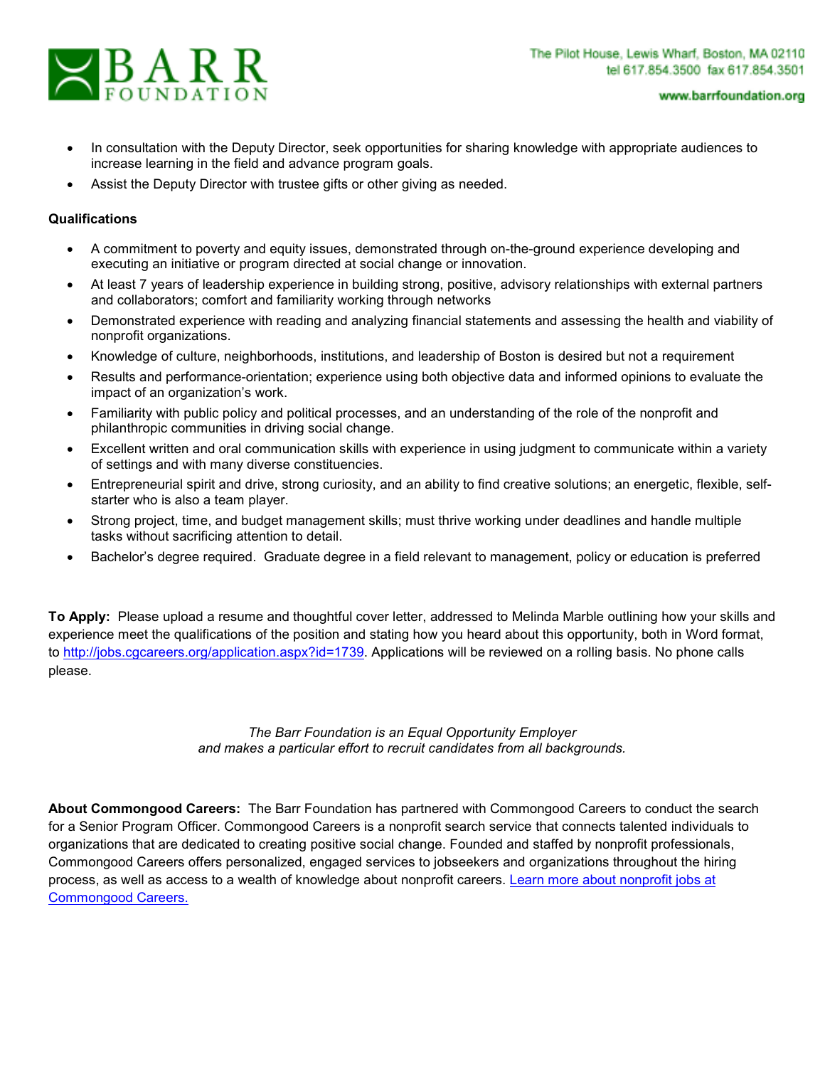- In consultation with the Deputy Director, seek opportunities for sharing knowledge with appropriate audiences to increase learning in the field and advance program goals.
- Assist the Deputy Director with trustee gifts or other giving as needed.

**Qualifications**

- A commitment to poverty and equity issues, demonstrated through on-the-ground experience developing and executing an initiative or program directed at social change or innovation.
- At least 7 years of leadership experience in building strong, positive, advisory relationships with external partners and collaborators; comfort and familiarity working through networks
- Demonstrated experience with reading and analyzing financial statements and assessing the health and viability of nonprofit organizations.
- Knowledge of culture, neighborhoods, institutions, and leadership of Boston is desired but not a requirement
- Results and performance-orientation; experience using both objective data and informed opinions to evaluate the impact of an organization's work.
- Familiarity with public policy and political processes, and an understanding of the role of the nonprofit and philanthropic communities in driving social change.
- Excellent written and oral communication skills with experience in using judgment to communicate within a variety of settings and with many diverse constituencies.
- Entrepreneurial spirit and drive, strong curiosity, and an ability to find creative solutions; an energetic, flexible, self-starter who is also a team player.
- Strong project, time, and budget management skills; must thrive working under deadlines and handle multiple tasks without sacrificing attention to detail.
- Bachelor's degree required. Graduate degree in a field relevant to management, policy or education is preferred

**To Apply:** Please upload a resume and thoughtful cover letter, addressed to Melinda Marble outlining how your skills and experience meet the qualifications of the position and stating how you heard about this opportunity, both in Word format, to [http://jobs.cgcareers.org/application.aspx?id=1739](http://jobs.cgcareers.org/application.aspx?id=1739). Applications will be reviewed on a rolling basis. No phone calls please.

*The Barr Foundation is an Equal Opportunity Employer*
*and makes a particular effort to recruit candidates from all backgrounds.*

**About Commongood Careers:** The Barr Foundation has partnered with Commongood Careers to conduct the search for a Senior Program Officer. Commongood Careers is a nonprofit search service that connects talented individuals to organizations that are dedicated to creating positive social change. Founded and staffed by nonprofit professionals, Commongood Careers offers personalized, engaged services to jobseekers and organizations throughout the hiring process, as well as access to a wealth of knowledge about nonprofit careers. Learn more about nonprofit jobs at Commongood Careers.